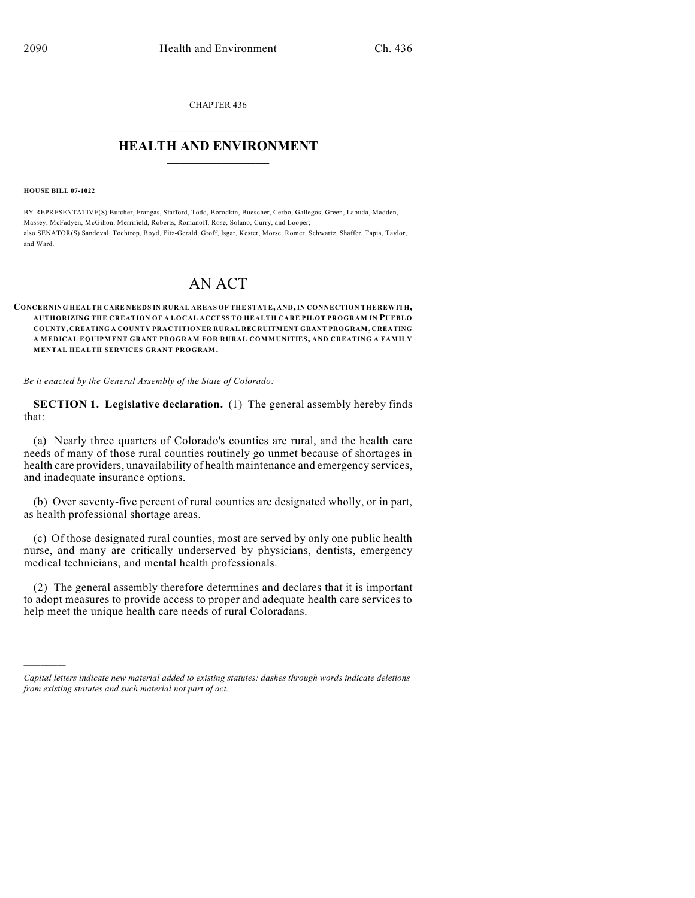CHAPTER 436

# HEALTH AND ENVIRONMENT

**HOUSE BILL 07-1022**

BY REPRESENTATIVE(S) Butcher, Frangas, Stafford, Todd, Borodkin, Buescher, Cerbo, Gallegos, Green, Labuda, Madden, Massey, McFadyen, McGihon, Merrifield, Roberts, Romanoff, Rose, Solano, Curry, and Looper;
also SENATOR(S) Sandoval, Tochtrop, Boyd, Fitz-Gerald, Groff, Isgar, Kester, Morse, Romer, Schwartz, Shaffer, Tapia, Taylor, and Ward.

# AN ACT

**CONCERNING HEALTH CARE NEEDS IN RURAL AREAS OF THE STATE, AND, IN CONNECTION THEREWITH, AUTHORIZING THE CREATION OF A LOCAL ACCESS TO HEALTH CARE PILOT PROGRAM IN PUEBLO COUNTY, CREATING A COUNTY PRACTITIONER RURAL RECRUITMENT GRANT PROGRAM, CREATING A MEDICAL EQUIPMENT GRANT PROGRAM FOR RURAL COMMUNITIES, AND CREATING A FAMILY MENTAL HEALTH SERVICES GRANT PROGRAM.**

*Be it enacted by the General Assembly of the State of Colorado:*

**SECTION 1. Legislative declaration.** (1) The general assembly hereby finds that:

(a) Nearly three quarters of Colorado's counties are rural, and the health care needs of many of those rural counties routinely go unmet because of shortages in health care providers, unavailability of health maintenance and emergency services, and inadequate insurance options.

(b) Over seventy-five percent of rural counties are designated wholly, or in part, as health professional shortage areas.

(c) Of those designated rural counties, most are served by only one public health nurse, and many are critically underserved by physicians, dentists, emergency medical technicians, and mental health professionals.

(2) The general assembly therefore determines and declares that it is important to adopt measures to provide access to proper and adequate health care services to help meet the unique health care needs of rural Coloradans.

---

*Capital letters indicate new material added to existing statutes; dashes through words indicate deletions from existing statutes and such material not part of act.*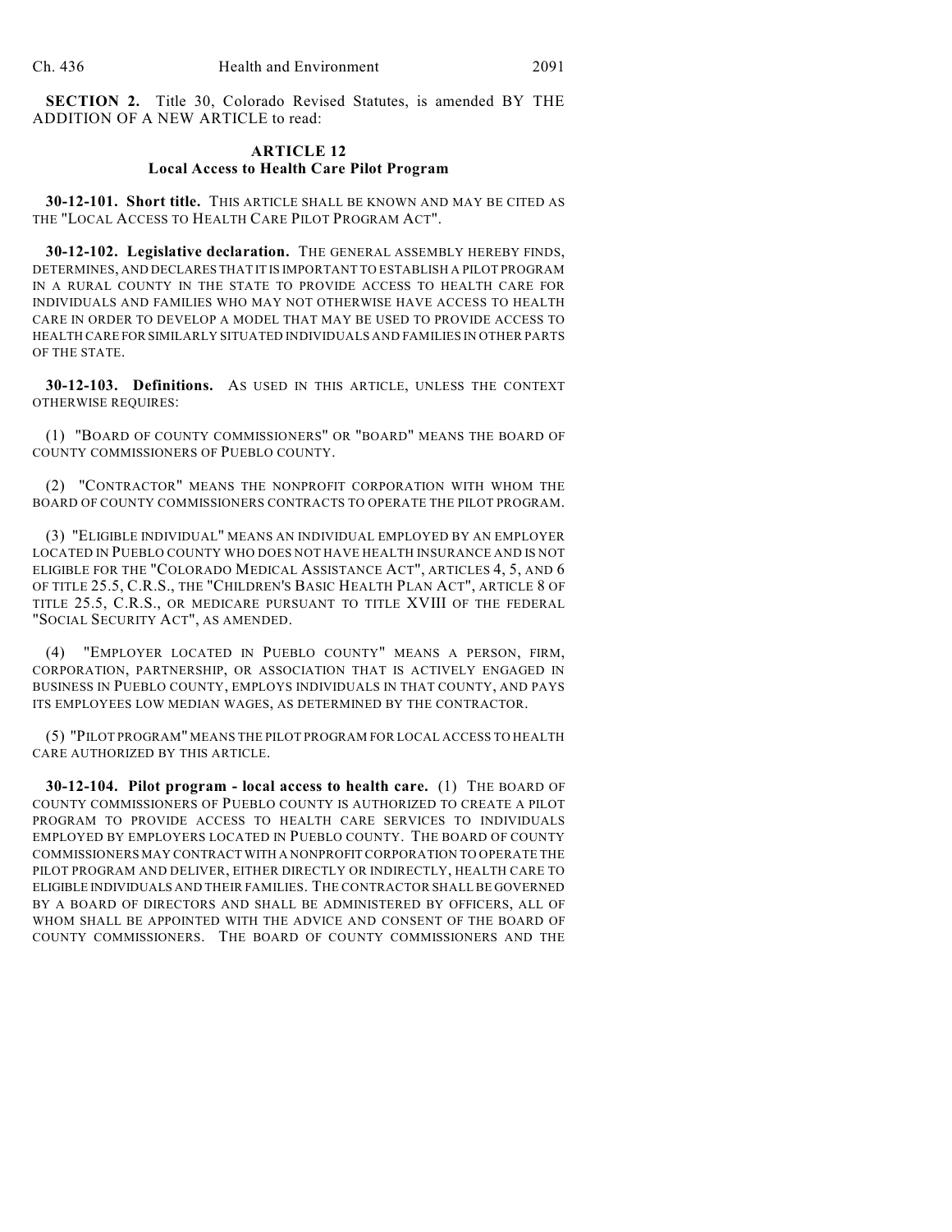**SECTION 2.** Title 30, Colorado Revised Statutes, is amended BY THE ADDITION OF A NEW ARTICLE to read:

## ARTICLE 12
## Local Access to Health Care Pilot Program

**30-12-101. Short title.** THIS ARTICLE SHALL BE KNOWN AND MAY BE CITED AS THE "LOCAL ACCESS TO HEALTH CARE PILOT PROGRAM ACT".

**30-12-102. Legislative declaration.** THE GENERAL ASSEMBLY HEREBY FINDS, DETERMINES, AND DECLARES THAT IT IS IMPORTANT TO ESTABLISH A PILOT PROGRAM IN A RURAL COUNTY IN THE STATE TO PROVIDE ACCESS TO HEALTH CARE FOR INDIVIDUALS AND FAMILIES WHO MAY NOT OTHERWISE HAVE ACCESS TO HEALTH CARE IN ORDER TO DEVELOP A MODEL THAT MAY BE USED TO PROVIDE ACCESS TO HEALTH CARE FOR SIMILARLY SITUATED INDIVIDUALS AND FAMILIES IN OTHER PARTS OF THE STATE.

**30-12-103. Definitions.** AS USED IN THIS ARTICLE, UNLESS THE CONTEXT OTHERWISE REQUIRES:

(1) "BOARD OF COUNTY COMMISSIONERS" OR "BOARD" MEANS THE BOARD OF COUNTY COMMISSIONERS OF PUEBLO COUNTY.

(2) "CONTRACTOR" MEANS THE NONPROFIT CORPORATION WITH WHOM THE BOARD OF COUNTY COMMISSIONERS CONTRACTS TO OPERATE THE PILOT PROGRAM.

(3) "ELIGIBLE INDIVIDUAL" MEANS AN INDIVIDUAL EMPLOYED BY AN EMPLOYER LOCATED IN PUEBLO COUNTY WHO DOES NOT HAVE HEALTH INSURANCE AND IS NOT ELIGIBLE FOR THE "COLORADO MEDICAL ASSISTANCE ACT", ARTICLES 4, 5, AND 6 OF TITLE 25.5, C.R.S., THE "CHILDREN'S BASIC HEALTH PLAN ACT", ARTICLE 8 OF TITLE 25.5, C.R.S., OR MEDICARE PURSUANT TO TITLE XVIII OF THE FEDERAL "SOCIAL SECURITY ACT", AS AMENDED.

(4) "EMPLOYER LOCATED IN PUEBLO COUNTY" MEANS A PERSON, FIRM, CORPORATION, PARTNERSHIP, OR ASSOCIATION THAT IS ACTIVELY ENGAGED IN BUSINESS IN PUEBLO COUNTY, EMPLOYS INDIVIDUALS IN THAT COUNTY, AND PAYS ITS EMPLOYEES LOW MEDIAN WAGES, AS DETERMINED BY THE CONTRACTOR.

(5) "PILOT PROGRAM" MEANS THE PILOT PROGRAM FOR LOCAL ACCESS TO HEALTH CARE AUTHORIZED BY THIS ARTICLE.

**30-12-104. Pilot program - local access to health care.** (1) THE BOARD OF COUNTY COMMISSIONERS OF PUEBLO COUNTY IS AUTHORIZED TO CREATE A PILOT PROGRAM TO PROVIDE ACCESS TO HEALTH CARE SERVICES TO INDIVIDUALS EMPLOYED BY EMPLOYERS LOCATED IN PUEBLO COUNTY. THE BOARD OF COUNTY COMMISSIONERS MAY CONTRACT WITH A NONPROFIT CORPORATION TO OPERATE THE PILOT PROGRAM AND DELIVER, EITHER DIRECTLY OR INDIRECTLY, HEALTH CARE TO ELIGIBLE INDIVIDUALS AND THEIR FAMILIES. THE CONTRACTOR SHALL BE GOVERNED BY A BOARD OF DIRECTORS AND SHALL BE ADMINISTERED BY OFFICERS, ALL OF WHOM SHALL BE APPOINTED WITH THE ADVICE AND CONSENT OF THE BOARD OF COUNTY COMMISSIONERS. THE BOARD OF COUNTY COMMISSIONERS AND THE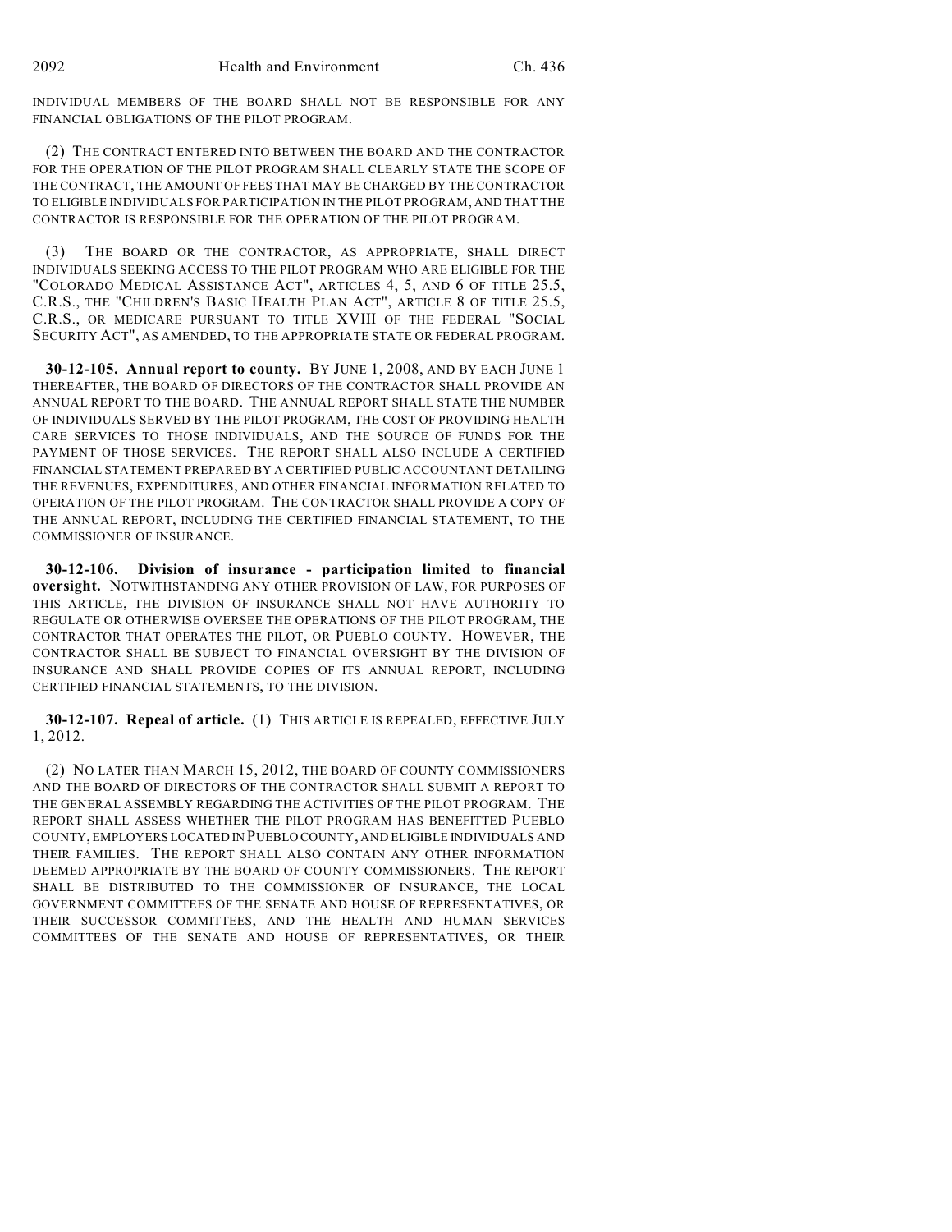INDIVIDUAL MEMBERS OF THE BOARD SHALL NOT BE RESPONSIBLE FOR ANY FINANCIAL OBLIGATIONS OF THE PILOT PROGRAM.

(2) THE CONTRACT ENTERED INTO BETWEEN THE BOARD AND THE CONTRACTOR FOR THE OPERATION OF THE PILOT PROGRAM SHALL CLEARLY STATE THE SCOPE OF THE CONTRACT, THE AMOUNT OF FEES THAT MAY BE CHARGED BY THE CONTRACTOR TO ELIGIBLE INDIVIDUALS FOR PARTICIPATION IN THE PILOT PROGRAM, AND THAT THE CONTRACTOR IS RESPONSIBLE FOR THE OPERATION OF THE PILOT PROGRAM.

(3) THE BOARD OR THE CONTRACTOR, AS APPROPRIATE, SHALL DIRECT INDIVIDUALS SEEKING ACCESS TO THE PILOT PROGRAM WHO ARE ELIGIBLE FOR THE "COLORADO MEDICAL ASSISTANCE ACT", ARTICLES 4, 5, AND 6 OF TITLE 25.5, C.R.S., THE "CHILDREN'S BASIC HEALTH PLAN ACT", ARTICLE 8 OF TITLE 25.5, C.R.S., OR MEDICARE PURSUANT TO TITLE XVIII OF THE FEDERAL "SOCIAL SECURITY ACT", AS AMENDED, TO THE APPROPRIATE STATE OR FEDERAL PROGRAM.

**30-12-105. Annual report to county.** BY JUNE 1, 2008, AND BY EACH JUNE 1 THEREAFTER, THE BOARD OF DIRECTORS OF THE CONTRACTOR SHALL PROVIDE AN ANNUAL REPORT TO THE BOARD. THE ANNUAL REPORT SHALL STATE THE NUMBER OF INDIVIDUALS SERVED BY THE PILOT PROGRAM, THE COST OF PROVIDING HEALTH CARE SERVICES TO THOSE INDIVIDUALS, AND THE SOURCE OF FUNDS FOR THE PAYMENT OF THOSE SERVICES. THE REPORT SHALL ALSO INCLUDE A CERTIFIED FINANCIAL STATEMENT PREPARED BY A CERTIFIED PUBLIC ACCOUNTANT DETAILING THE REVENUES, EXPENDITURES, AND OTHER FINANCIAL INFORMATION RELATED TO OPERATION OF THE PILOT PROGRAM. THE CONTRACTOR SHALL PROVIDE A COPY OF THE ANNUAL REPORT, INCLUDING THE CERTIFIED FINANCIAL STATEMENT, TO THE COMMISSIONER OF INSURANCE.

**30-12-106. Division of insurance - participation limited to financial oversight.** NOTWITHSTANDING ANY OTHER PROVISION OF LAW, FOR PURPOSES OF THIS ARTICLE, THE DIVISION OF INSURANCE SHALL NOT HAVE AUTHORITY TO REGULATE OR OTHERWISE OVERSEE THE OPERATIONS OF THE PILOT PROGRAM, THE CONTRACTOR THAT OPERATES THE PILOT, OR PUEBLO COUNTY. HOWEVER, THE CONTRACTOR SHALL BE SUBJECT TO FINANCIAL OVERSIGHT BY THE DIVISION OF INSURANCE AND SHALL PROVIDE COPIES OF ITS ANNUAL REPORT, INCLUDING CERTIFIED FINANCIAL STATEMENTS, TO THE DIVISION.

**30-12-107. Repeal of article.** (1) THIS ARTICLE IS REPEALED, EFFECTIVE JULY 1, 2012.

(2) NO LATER THAN MARCH 15, 2012, THE BOARD OF COUNTY COMMISSIONERS AND THE BOARD OF DIRECTORS OF THE CONTRACTOR SHALL SUBMIT A REPORT TO THE GENERAL ASSEMBLY REGARDING THE ACTIVITIES OF THE PILOT PROGRAM. THE REPORT SHALL ASSESS WHETHER THE PILOT PROGRAM HAS BENEFITTED PUEBLO COUNTY, EMPLOYERS LOCATED IN PUEBLO COUNTY, AND ELIGIBLE INDIVIDUALS AND THEIR FAMILIES. THE REPORT SHALL ALSO CONTAIN ANY OTHER INFORMATION DEEMED APPROPRIATE BY THE BOARD OF COUNTY COMMISSIONERS. THE REPORT SHALL BE DISTRIBUTED TO THE COMMISSIONER OF INSURANCE, THE LOCAL GOVERNMENT COMMITTEES OF THE SENATE AND HOUSE OF REPRESENTATIVES, OR THEIR SUCCESSOR COMMITTEES, AND THE HEALTH AND HUMAN SERVICES COMMITTEES OF THE SENATE AND HOUSE OF REPRESENTATIVES, OR THEIR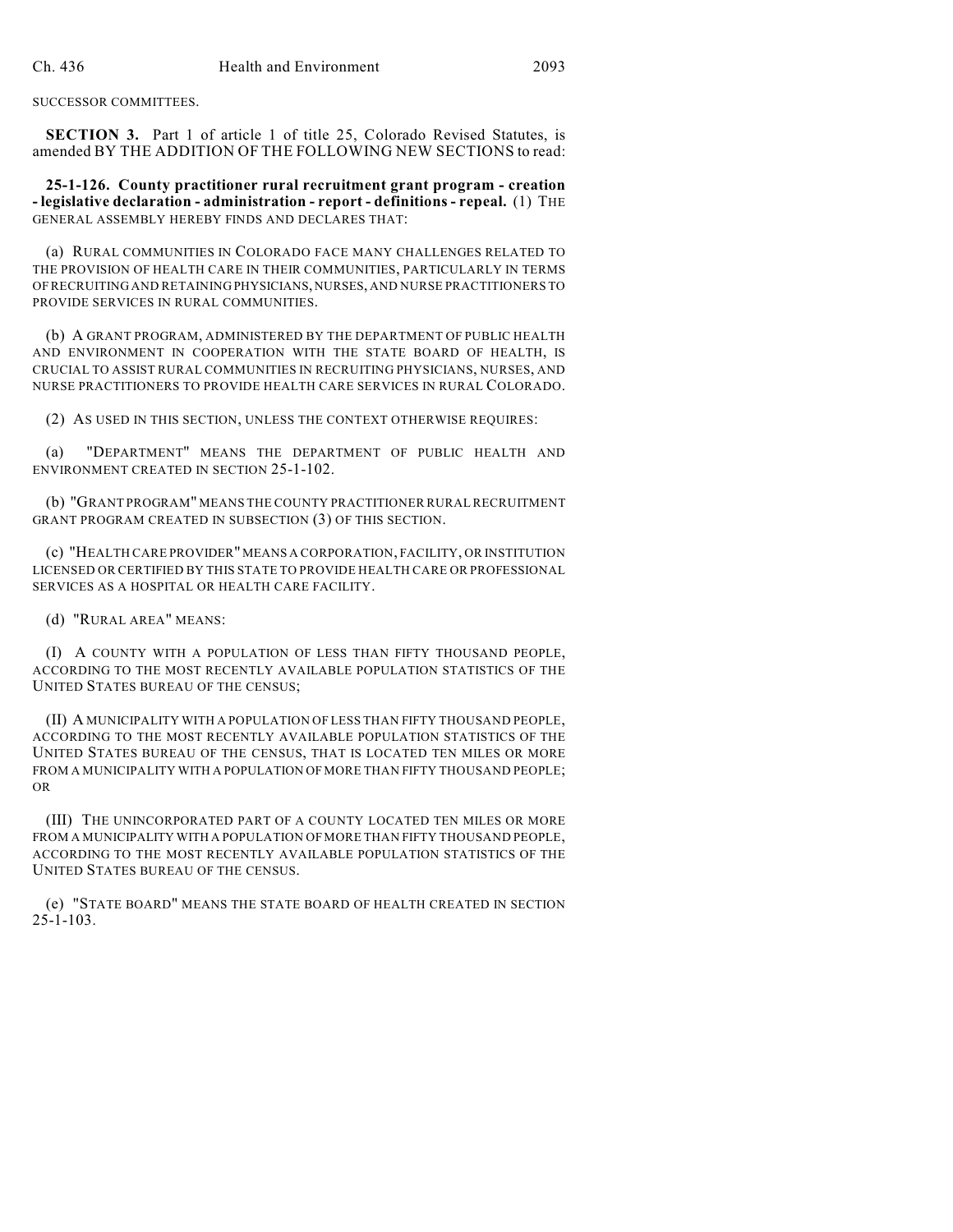SUCCESSOR COMMITTEES.

**SECTION 3.** Part 1 of article 1 of title 25, Colorado Revised Statutes, is amended BY THE ADDITION OF THE FOLLOWING NEW SECTIONS to read:

**25-1-126. County practitioner rural recruitment grant program - creation - legislative declaration - administration - report - definitions - repeal.** (1) THE GENERAL ASSEMBLY HEREBY FINDS AND DECLARES THAT:

(a) RURAL COMMUNITIES IN COLORADO FACE MANY CHALLENGES RELATED TO THE PROVISION OF HEALTH CARE IN THEIR COMMUNITIES, PARTICULARLY IN TERMS OF RECRUITING AND RETAINING PHYSICIANS, NURSES, AND NURSE PRACTITIONERS TO PROVIDE SERVICES IN RURAL COMMUNITIES.

(b) A GRANT PROGRAM, ADMINISTERED BY THE DEPARTMENT OF PUBLIC HEALTH AND ENVIRONMENT IN COOPERATION WITH THE STATE BOARD OF HEALTH, IS CRUCIAL TO ASSIST RURAL COMMUNITIES IN RECRUITING PHYSICIANS, NURSES, AND NURSE PRACTITIONERS TO PROVIDE HEALTH CARE SERVICES IN RURAL COLORADO.

(2) AS USED IN THIS SECTION, UNLESS THE CONTEXT OTHERWISE REQUIRES:

(a) "DEPARTMENT" MEANS THE DEPARTMENT OF PUBLIC HEALTH AND ENVIRONMENT CREATED IN SECTION 25-1-102.

(b) "GRANT PROGRAM" MEANS THE COUNTY PRACTITIONER RURAL RECRUITMENT GRANT PROGRAM CREATED IN SUBSECTION (3) OF THIS SECTION.

(c) "HEALTH CARE PROVIDER" MEANS A CORPORATION, FACILITY, OR INSTITUTION LICENSED OR CERTIFIED BY THIS STATE TO PROVIDE HEALTH CARE OR PROFESSIONAL SERVICES AS A HOSPITAL OR HEALTH CARE FACILITY.

(d) "RURAL AREA" MEANS:

(I) A COUNTY WITH A POPULATION OF LESS THAN FIFTY THOUSAND PEOPLE, ACCORDING TO THE MOST RECENTLY AVAILABLE POPULATION STATISTICS OF THE UNITED STATES BUREAU OF THE CENSUS;

(II) A MUNICIPALITY WITH A POPULATION OF LESS THAN FIFTY THOUSAND PEOPLE, ACCORDING TO THE MOST RECENTLY AVAILABLE POPULATION STATISTICS OF THE UNITED STATES BUREAU OF THE CENSUS, THAT IS LOCATED TEN MILES OR MORE FROM A MUNICIPALITY WITH A POPULATION OF MORE THAN FIFTY THOUSAND PEOPLE; OR

(III) THE UNINCORPORATED PART OF A COUNTY LOCATED TEN MILES OR MORE FROM A MUNICIPALITY WITH A POPULATION OF MORE THAN FIFTY THOUSAND PEOPLE, ACCORDING TO THE MOST RECENTLY AVAILABLE POPULATION STATISTICS OF THE UNITED STATES BUREAU OF THE CENSUS.

(e) "STATE BOARD" MEANS THE STATE BOARD OF HEALTH CREATED IN SECTION 25-1-103.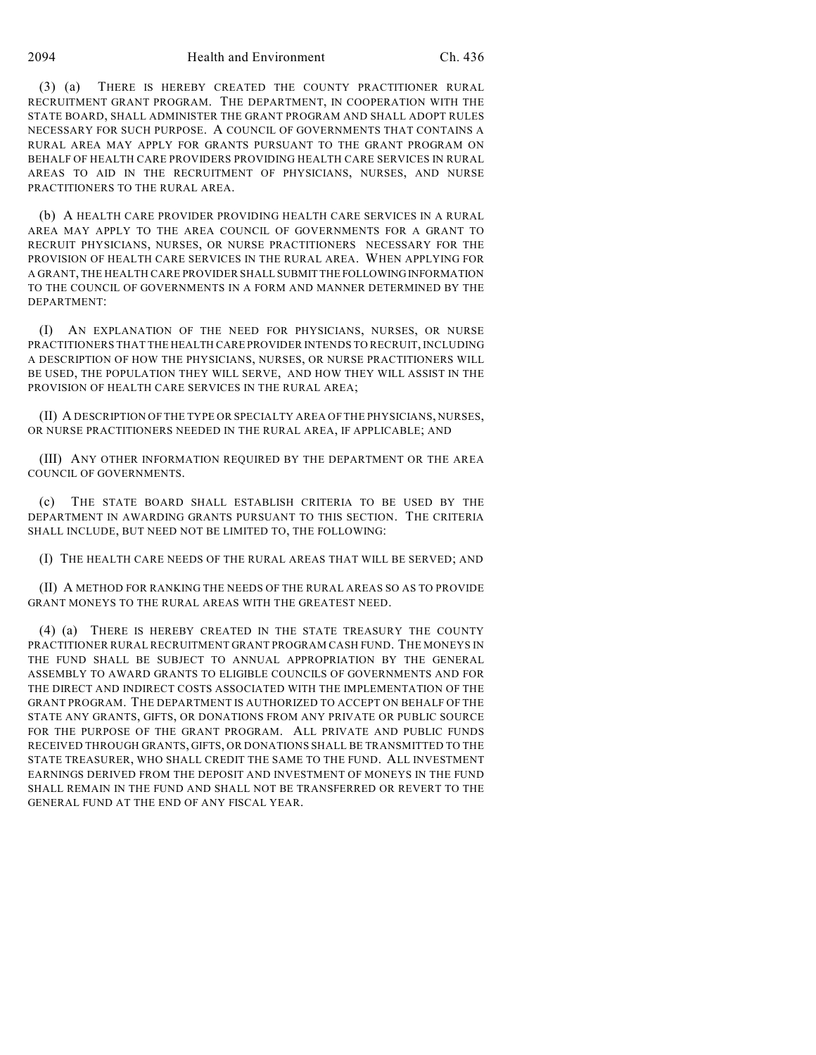(3) (a) THERE IS HEREBY CREATED THE COUNTY PRACTITIONER RURAL RECRUITMENT GRANT PROGRAM. THE DEPARTMENT, IN COOPERATION WITH THE STATE BOARD, SHALL ADMINISTER THE GRANT PROGRAM AND SHALL ADOPT RULES NECESSARY FOR SUCH PURPOSE. A COUNCIL OF GOVERNMENTS THAT CONTAINS A RURAL AREA MAY APPLY FOR GRANTS PURSUANT TO THE GRANT PROGRAM ON BEHALF OF HEALTH CARE PROVIDERS PROVIDING HEALTH CARE SERVICES IN RURAL AREAS TO AID IN THE RECRUITMENT OF PHYSICIANS, NURSES, AND NURSE PRACTITIONERS TO THE RURAL AREA.

(b) A HEALTH CARE PROVIDER PROVIDING HEALTH CARE SERVICES IN A RURAL AREA MAY APPLY TO THE AREA COUNCIL OF GOVERNMENTS FOR A GRANT TO RECRUIT PHYSICIANS, NURSES, OR NURSE PRACTITIONERS NECESSARY FOR THE PROVISION OF HEALTH CARE SERVICES IN THE RURAL AREA. WHEN APPLYING FOR A GRANT, THE HEALTH CARE PROVIDER SHALL SUBMIT THE FOLLOWING INFORMATION TO THE COUNCIL OF GOVERNMENTS IN A FORM AND MANNER DETERMINED BY THE DEPARTMENT:

(I) AN EXPLANATION OF THE NEED FOR PHYSICIANS, NURSES, OR NURSE PRACTITIONERS THAT THE HEALTH CARE PROVIDER INTENDS TO RECRUIT, INCLUDING A DESCRIPTION OF HOW THE PHYSICIANS, NURSES, OR NURSE PRACTITIONERS WILL BE USED, THE POPULATION THEY WILL SERVE, AND HOW THEY WILL ASSIST IN THE PROVISION OF HEALTH CARE SERVICES IN THE RURAL AREA;

(II) A DESCRIPTION OF THE TYPE OR SPECIALTY AREA OF THE PHYSICIANS, NURSES, OR NURSE PRACTITIONERS NEEDED IN THE RURAL AREA, IF APPLICABLE; AND

(III) ANY OTHER INFORMATION REQUIRED BY THE DEPARTMENT OR THE AREA COUNCIL OF GOVERNMENTS.

(c) THE STATE BOARD SHALL ESTABLISH CRITERIA TO BE USED BY THE DEPARTMENT IN AWARDING GRANTS PURSUANT TO THIS SECTION. THE CRITERIA SHALL INCLUDE, BUT NEED NOT BE LIMITED TO, THE FOLLOWING:

(I) THE HEALTH CARE NEEDS OF THE RURAL AREAS THAT WILL BE SERVED; AND

(II) A METHOD FOR RANKING THE NEEDS OF THE RURAL AREAS SO AS TO PROVIDE GRANT MONEYS TO THE RURAL AREAS WITH THE GREATEST NEED.

(4) (a) THERE IS HEREBY CREATED IN THE STATE TREASURY THE COUNTY PRACTITIONER RURAL RECRUITMENT GRANT PROGRAM CASH FUND. THE MONEYS IN THE FUND SHALL BE SUBJECT TO ANNUAL APPROPRIATION BY THE GENERAL ASSEMBLY TO AWARD GRANTS TO ELIGIBLE COUNCILS OF GOVERNMENTS AND FOR THE DIRECT AND INDIRECT COSTS ASSOCIATED WITH THE IMPLEMENTATION OF THE GRANT PROGRAM. THE DEPARTMENT IS AUTHORIZED TO ACCEPT ON BEHALF OF THE STATE ANY GRANTS, GIFTS, OR DONATIONS FROM ANY PRIVATE OR PUBLIC SOURCE FOR THE PURPOSE OF THE GRANT PROGRAM. ALL PRIVATE AND PUBLIC FUNDS RECEIVED THROUGH GRANTS, GIFTS, OR DONATIONS SHALL BE TRANSMITTED TO THE STATE TREASURER, WHO SHALL CREDIT THE SAME TO THE FUND. ALL INVESTMENT EARNINGS DERIVED FROM THE DEPOSIT AND INVESTMENT OF MONEYS IN THE FUND SHALL REMAIN IN THE FUND AND SHALL NOT BE TRANSFERRED OR REVERT TO THE GENERAL FUND AT THE END OF ANY FISCAL YEAR.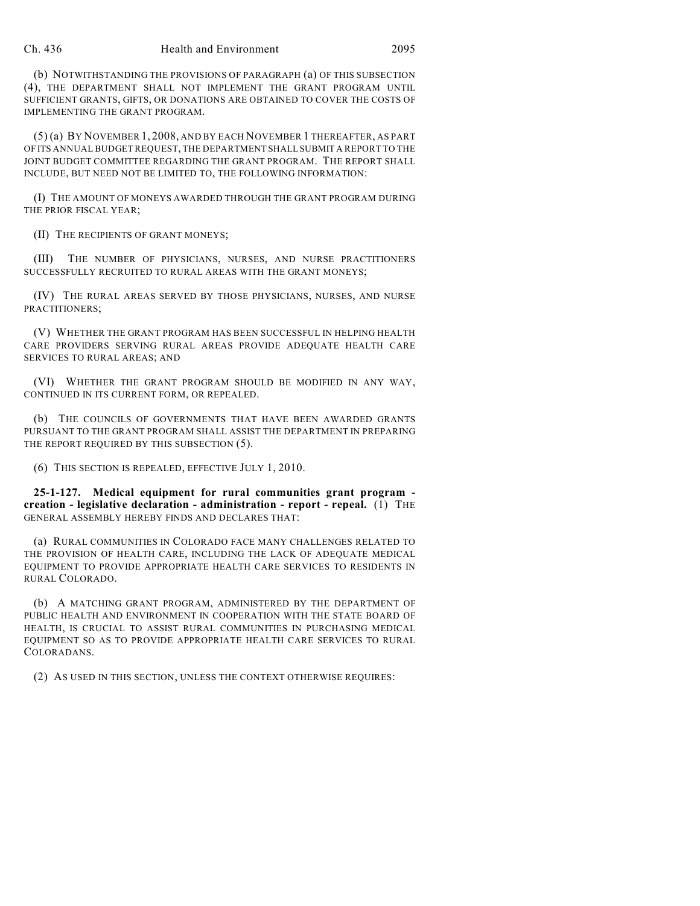(b) NOTWITHSTANDING THE PROVISIONS OF PARAGRAPH (a) OF THIS SUBSECTION (4), THE DEPARTMENT SHALL NOT IMPLEMENT THE GRANT PROGRAM UNTIL SUFFICIENT GRANTS, GIFTS, OR DONATIONS ARE OBTAINED TO COVER THE COSTS OF IMPLEMENTING THE GRANT PROGRAM.

(5) (a) BY NOVEMBER 1, 2008, AND BY EACH NOVEMBER 1 THEREAFTER, AS PART OF ITS ANNUAL BUDGET REQUEST, THE DEPARTMENT SHALL SUBMIT A REPORT TO THE JOINT BUDGET COMMITTEE REGARDING THE GRANT PROGRAM. THE REPORT SHALL INCLUDE, BUT NEED NOT BE LIMITED TO, THE FOLLOWING INFORMATION:

(I) THE AMOUNT OF MONEYS AWARDED THROUGH THE GRANT PROGRAM DURING THE PRIOR FISCAL YEAR;

(II) THE RECIPIENTS OF GRANT MONEYS;

(III) THE NUMBER OF PHYSICIANS, NURSES, AND NURSE PRACTITIONERS SUCCESSFULLY RECRUITED TO RURAL AREAS WITH THE GRANT MONEYS;

(IV) THE RURAL AREAS SERVED BY THOSE PHYSICIANS, NURSES, AND NURSE PRACTITIONERS;

(V) WHETHER THE GRANT PROGRAM HAS BEEN SUCCESSFUL IN HELPING HEALTH CARE PROVIDERS SERVING RURAL AREAS PROVIDE ADEQUATE HEALTH CARE SERVICES TO RURAL AREAS; AND

(VI) WHETHER THE GRANT PROGRAM SHOULD BE MODIFIED IN ANY WAY, CONTINUED IN ITS CURRENT FORM, OR REPEALED.

(b) THE COUNCILS OF GOVERNMENTS THAT HAVE BEEN AWARDED GRANTS PURSUANT TO THE GRANT PROGRAM SHALL ASSIST THE DEPARTMENT IN PREPARING THE REPORT REQUIRED BY THIS SUBSECTION (5).

(6) THIS SECTION IS REPEALED, EFFECTIVE JULY 1, 2010.

**25-1-127. Medical equipment for rural communities grant program - creation - legislative declaration - administration - report - repeal.** (1) THE GENERAL ASSEMBLY HEREBY FINDS AND DECLARES THAT:

(a) RURAL COMMUNITIES IN COLORADO FACE MANY CHALLENGES RELATED TO THE PROVISION OF HEALTH CARE, INCLUDING THE LACK OF ADEQUATE MEDICAL EQUIPMENT TO PROVIDE APPROPRIATE HEALTH CARE SERVICES TO RESIDENTS IN RURAL COLORADO.

(b) A MATCHING GRANT PROGRAM, ADMINISTERED BY THE DEPARTMENT OF PUBLIC HEALTH AND ENVIRONMENT IN COOPERATION WITH THE STATE BOARD OF HEALTH, IS CRUCIAL TO ASSIST RURAL COMMUNITIES IN PURCHASING MEDICAL EQUIPMENT SO AS TO PROVIDE APPROPRIATE HEALTH CARE SERVICES TO RURAL COLORADANS.

(2) AS USED IN THIS SECTION, UNLESS THE CONTEXT OTHERWISE REQUIRES: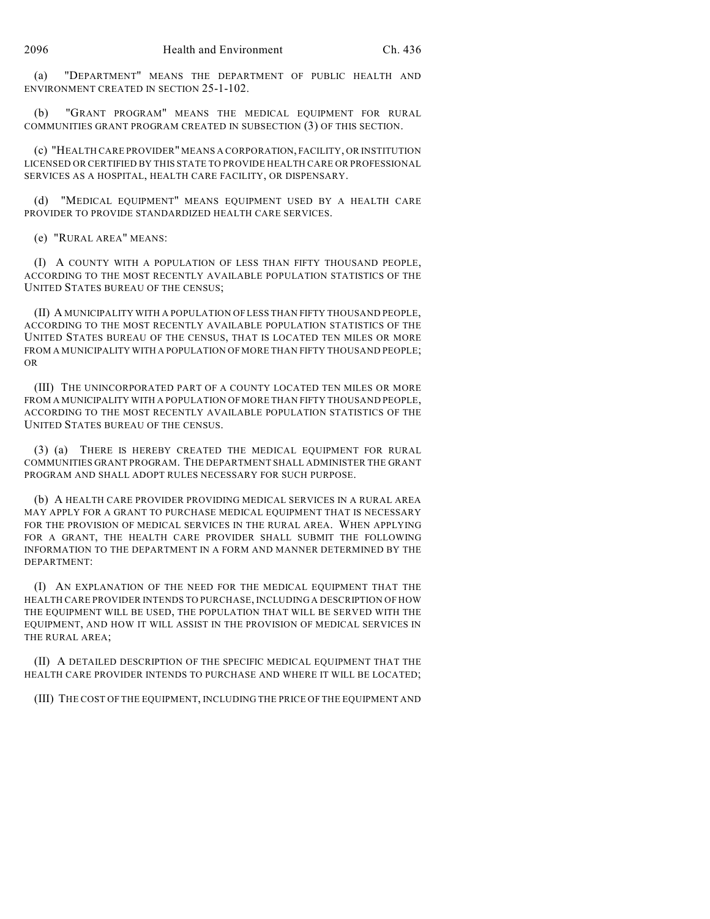(a) "DEPARTMENT" MEANS THE DEPARTMENT OF PUBLIC HEALTH AND ENVIRONMENT CREATED IN SECTION 25-1-102.

(b) "GRANT PROGRAM" MEANS THE MEDICAL EQUIPMENT FOR RURAL COMMUNITIES GRANT PROGRAM CREATED IN SUBSECTION (3) OF THIS SECTION.

(c) "HEALTH CARE PROVIDER" MEANS A CORPORATION, FACILITY, OR INSTITUTION LICENSED OR CERTIFIED BY THIS STATE TO PROVIDE HEALTH CARE OR PROFESSIONAL SERVICES AS A HOSPITAL, HEALTH CARE FACILITY, OR DISPENSARY.

(d) "MEDICAL EQUIPMENT" MEANS EQUIPMENT USED BY A HEALTH CARE PROVIDER TO PROVIDE STANDARDIZED HEALTH CARE SERVICES.

(e) "RURAL AREA" MEANS:

(I) A COUNTY WITH A POPULATION OF LESS THAN FIFTY THOUSAND PEOPLE, ACCORDING TO THE MOST RECENTLY AVAILABLE POPULATION STATISTICS OF THE UNITED STATES BUREAU OF THE CENSUS;

(II) A MUNICIPALITY WITH A POPULATION OF LESS THAN FIFTY THOUSAND PEOPLE, ACCORDING TO THE MOST RECENTLY AVAILABLE POPULATION STATISTICS OF THE UNITED STATES BUREAU OF THE CENSUS, THAT IS LOCATED TEN MILES OR MORE FROM A MUNICIPALITY WITH A POPULATION OF MORE THAN FIFTY THOUSAND PEOPLE; OR

(III) THE UNINCORPORATED PART OF A COUNTY LOCATED TEN MILES OR MORE FROM A MUNICIPALITY WITH A POPULATION OF MORE THAN FIFTY THOUSAND PEOPLE, ACCORDING TO THE MOST RECENTLY AVAILABLE POPULATION STATISTICS OF THE UNITED STATES BUREAU OF THE CENSUS.

(3) (a) THERE IS HEREBY CREATED THE MEDICAL EQUIPMENT FOR RURAL COMMUNITIES GRANT PROGRAM. THE DEPARTMENT SHALL ADMINISTER THE GRANT PROGRAM AND SHALL ADOPT RULES NECESSARY FOR SUCH PURPOSE.

(b) A HEALTH CARE PROVIDER PROVIDING MEDICAL SERVICES IN A RURAL AREA MAY APPLY FOR A GRANT TO PURCHASE MEDICAL EQUIPMENT THAT IS NECESSARY FOR THE PROVISION OF MEDICAL SERVICES IN THE RURAL AREA. WHEN APPLYING FOR A GRANT, THE HEALTH CARE PROVIDER SHALL SUBMIT THE FOLLOWING INFORMATION TO THE DEPARTMENT IN A FORM AND MANNER DETERMINED BY THE DEPARTMENT:

(I) AN EXPLANATION OF THE NEED FOR THE MEDICAL EQUIPMENT THAT THE HEALTH CARE PROVIDER INTENDS TO PURCHASE, INCLUDING A DESCRIPTION OF HOW THE EQUIPMENT WILL BE USED, THE POPULATION THAT WILL BE SERVED WITH THE EQUIPMENT, AND HOW IT WILL ASSIST IN THE PROVISION OF MEDICAL SERVICES IN THE RURAL AREA;

(II) A DETAILED DESCRIPTION OF THE SPECIFIC MEDICAL EQUIPMENT THAT THE HEALTH CARE PROVIDER INTENDS TO PURCHASE AND WHERE IT WILL BE LOCATED;

(III) THE COST OF THE EQUIPMENT, INCLUDING THE PRICE OF THE EQUIPMENT AND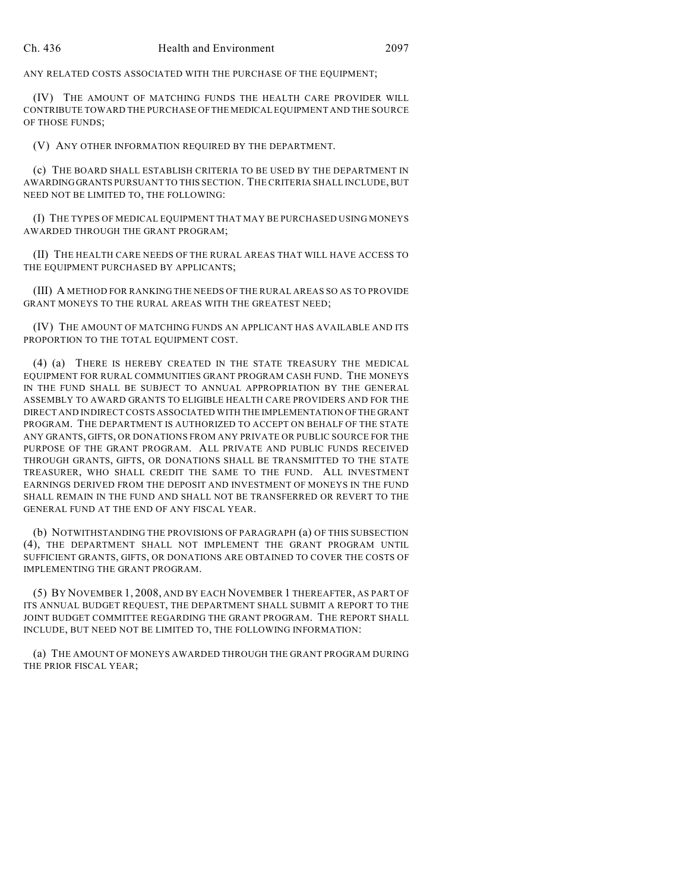ANY RELATED COSTS ASSOCIATED WITH THE PURCHASE OF THE EQUIPMENT;

(IV) THE AMOUNT OF MATCHING FUNDS THE HEALTH CARE PROVIDER WILL CONTRIBUTE TOWARD THE PURCHASE OF THE MEDICAL EQUIPMENT AND THE SOURCE OF THOSE FUNDS;

(V) ANY OTHER INFORMATION REQUIRED BY THE DEPARTMENT.

(c) THE BOARD SHALL ESTABLISH CRITERIA TO BE USED BY THE DEPARTMENT IN AWARDING GRANTS PURSUANT TO THIS SECTION. THE CRITERIA SHALL INCLUDE, BUT NEED NOT BE LIMITED TO, THE FOLLOWING:

(I) THE TYPES OF MEDICAL EQUIPMENT THAT MAY BE PURCHASED USING MONEYS AWARDED THROUGH THE GRANT PROGRAM;

(II) THE HEALTH CARE NEEDS OF THE RURAL AREAS THAT WILL HAVE ACCESS TO THE EQUIPMENT PURCHASED BY APPLICANTS;

(III) A METHOD FOR RANKING THE NEEDS OF THE RURAL AREAS SO AS TO PROVIDE GRANT MONEYS TO THE RURAL AREAS WITH THE GREATEST NEED;

(IV) THE AMOUNT OF MATCHING FUNDS AN APPLICANT HAS AVAILABLE AND ITS PROPORTION TO THE TOTAL EQUIPMENT COST.

(4) (a) THERE IS HEREBY CREATED IN THE STATE TREASURY THE MEDICAL EQUIPMENT FOR RURAL COMMUNITIES GRANT PROGRAM CASH FUND. THE MONEYS IN THE FUND SHALL BE SUBJECT TO ANNUAL APPROPRIATION BY THE GENERAL ASSEMBLY TO AWARD GRANTS TO ELIGIBLE HEALTH CARE PROVIDERS AND FOR THE DIRECT AND INDIRECT COSTS ASSOCIATED WITH THE IMPLEMENTATION OF THE GRANT PROGRAM. THE DEPARTMENT IS AUTHORIZED TO ACCEPT ON BEHALF OF THE STATE ANY GRANTS, GIFTS, OR DONATIONS FROM ANY PRIVATE OR PUBLIC SOURCE FOR THE PURPOSE OF THE GRANT PROGRAM. ALL PRIVATE AND PUBLIC FUNDS RECEIVED THROUGH GRANTS, GIFTS, OR DONATIONS SHALL BE TRANSMITTED TO THE STATE TREASURER, WHO SHALL CREDIT THE SAME TO THE FUND. ALL INVESTMENT EARNINGS DERIVED FROM THE DEPOSIT AND INVESTMENT OF MONEYS IN THE FUND SHALL REMAIN IN THE FUND AND SHALL NOT BE TRANSFERRED OR REVERT TO THE GENERAL FUND AT THE END OF ANY FISCAL YEAR.

(b) NOTWITHSTANDING THE PROVISIONS OF PARAGRAPH (a) OF THIS SUBSECTION (4), THE DEPARTMENT SHALL NOT IMPLEMENT THE GRANT PROGRAM UNTIL SUFFICIENT GRANTS, GIFTS, OR DONATIONS ARE OBTAINED TO COVER THE COSTS OF IMPLEMENTING THE GRANT PROGRAM.

(5) BY NOVEMBER 1, 2008, AND BY EACH NOVEMBER 1 THEREAFTER, AS PART OF ITS ANNUAL BUDGET REQUEST, THE DEPARTMENT SHALL SUBMIT A REPORT TO THE JOINT BUDGET COMMITTEE REGARDING THE GRANT PROGRAM. THE REPORT SHALL INCLUDE, BUT NEED NOT BE LIMITED TO, THE FOLLOWING INFORMATION:

(a) THE AMOUNT OF MONEYS AWARDED THROUGH THE GRANT PROGRAM DURING THE PRIOR FISCAL YEAR;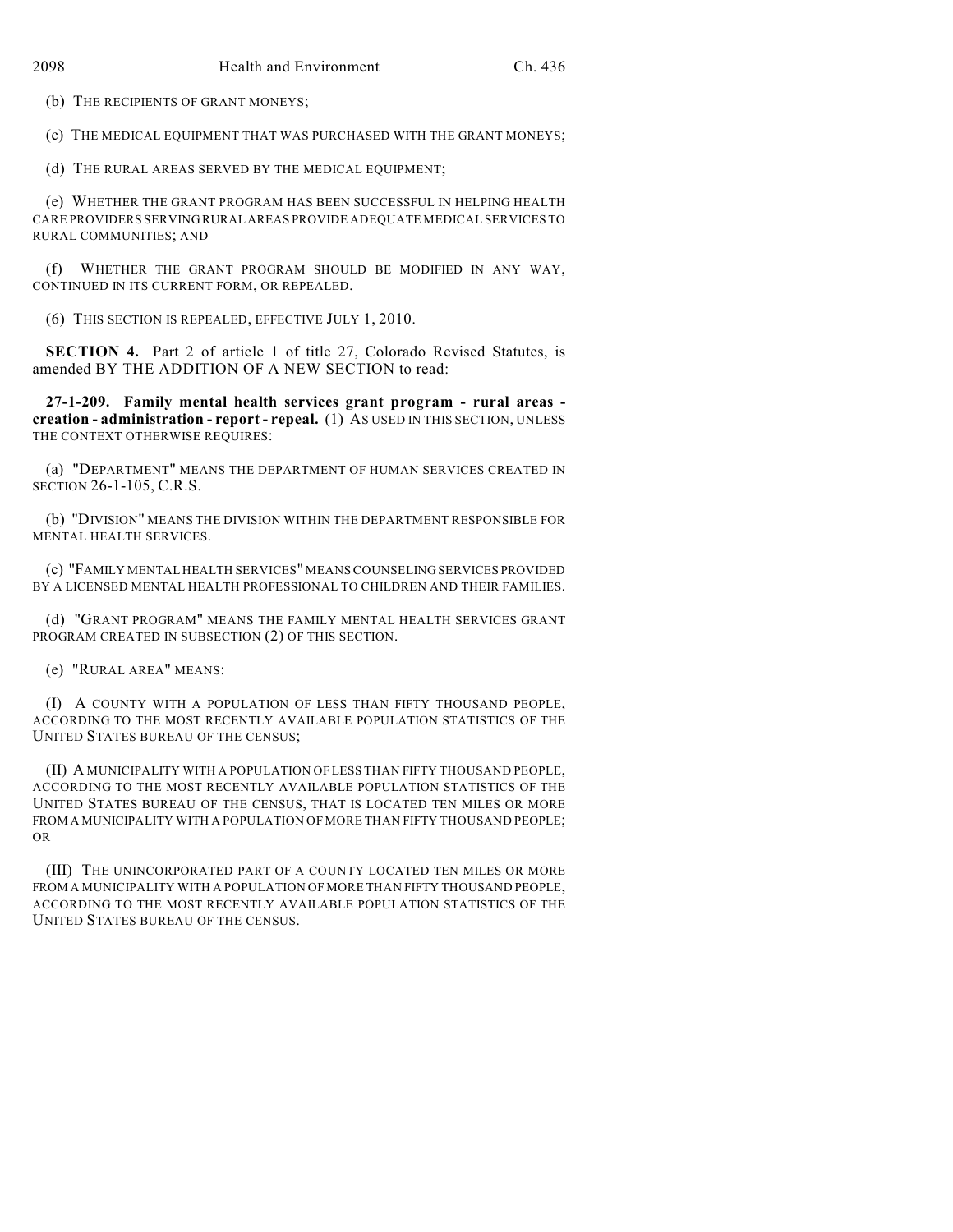(b) THE RECIPIENTS OF GRANT MONEYS;

(c) THE MEDICAL EQUIPMENT THAT WAS PURCHASED WITH THE GRANT MONEYS;

(d) THE RURAL AREAS SERVED BY THE MEDICAL EQUIPMENT;

(e) WHETHER THE GRANT PROGRAM HAS BEEN SUCCESSFUL IN HELPING HEALTH CARE PROVIDERS SERVING RURAL AREAS PROVIDE ADEQUATE MEDICAL SERVICES TO RURAL COMMUNITIES; AND

(f) WHETHER THE GRANT PROGRAM SHOULD BE MODIFIED IN ANY WAY, CONTINUED IN ITS CURRENT FORM, OR REPEALED.

(6) THIS SECTION IS REPEALED, EFFECTIVE JULY 1, 2010.

**SECTION 4.** Part 2 of article 1 of title 27, Colorado Revised Statutes, is amended BY THE ADDITION OF A NEW SECTION to read:

**27-1-209. Family mental health services grant program - rural areas - creation - administration - report - repeal.** (1) AS USED IN THIS SECTION, UNLESS THE CONTEXT OTHERWISE REQUIRES:

(a) "DEPARTMENT" MEANS THE DEPARTMENT OF HUMAN SERVICES CREATED IN SECTION 26-1-105, C.R.S.

(b) "DIVISION" MEANS THE DIVISION WITHIN THE DEPARTMENT RESPONSIBLE FOR MENTAL HEALTH SERVICES.

(c) "FAMILY MENTAL HEALTH SERVICES" MEANS COUNSELING SERVICES PROVIDED BY A LICENSED MENTAL HEALTH PROFESSIONAL TO CHILDREN AND THEIR FAMILIES.

(d) "GRANT PROGRAM" MEANS THE FAMILY MENTAL HEALTH SERVICES GRANT PROGRAM CREATED IN SUBSECTION (2) OF THIS SECTION.

(e) "RURAL AREA" MEANS:

(I) A COUNTY WITH A POPULATION OF LESS THAN FIFTY THOUSAND PEOPLE, ACCORDING TO THE MOST RECENTLY AVAILABLE POPULATION STATISTICS OF THE UNITED STATES BUREAU OF THE CENSUS;

(II) A MUNICIPALITY WITH A POPULATION OF LESS THAN FIFTY THOUSAND PEOPLE, ACCORDING TO THE MOST RECENTLY AVAILABLE POPULATION STATISTICS OF THE UNITED STATES BUREAU OF THE CENSUS, THAT IS LOCATED TEN MILES OR MORE FROM A MUNICIPALITY WITH A POPULATION OF MORE THAN FIFTY THOUSAND PEOPLE; OR

(III) THE UNINCORPORATED PART OF A COUNTY LOCATED TEN MILES OR MORE FROM A MUNICIPALITY WITH A POPULATION OF MORE THAN FIFTY THOUSAND PEOPLE, ACCORDING TO THE MOST RECENTLY AVAILABLE POPULATION STATISTICS OF THE UNITED STATES BUREAU OF THE CENSUS.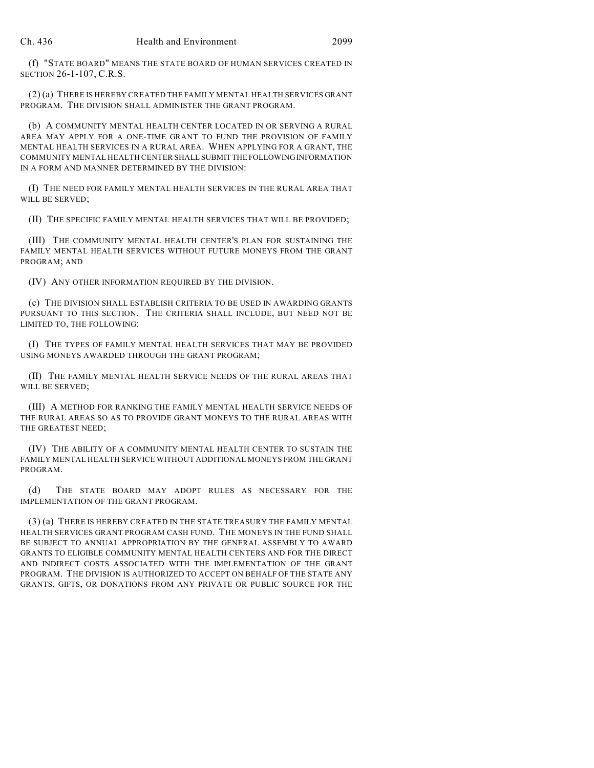(f) "STATE BOARD" MEANS THE STATE BOARD OF HUMAN SERVICES CREATED IN SECTION 26-1-107, C.R.S.

(2) (a) THERE IS HEREBY CREATED THE FAMILY MENTAL HEALTH SERVICES GRANT PROGRAM. THE DIVISION SHALL ADMINISTER THE GRANT PROGRAM.

(b) A COMMUNITY MENTAL HEALTH CENTER LOCATED IN OR SERVING A RURAL AREA MAY APPLY FOR A ONE-TIME GRANT TO FUND THE PROVISION OF FAMILY MENTAL HEALTH SERVICES IN A RURAL AREA. WHEN APPLYING FOR A GRANT, THE COMMUNITY MENTAL HEALTH CENTER SHALL SUBMIT THE FOLLOWING INFORMATION IN A FORM AND MANNER DETERMINED BY THE DIVISION:

(I) THE NEED FOR FAMILY MENTAL HEALTH SERVICES IN THE RURAL AREA THAT WILL BE SERVED;

(II) THE SPECIFIC FAMILY MENTAL HEALTH SERVICES THAT WILL BE PROVIDED;

(III) THE COMMUNITY MENTAL HEALTH CENTER'S PLAN FOR SUSTAINING THE FAMILY MENTAL HEALTH SERVICES WITHOUT FUTURE MONEYS FROM THE GRANT PROGRAM; AND

(IV) ANY OTHER INFORMATION REQUIRED BY THE DIVISION.

(c) THE DIVISION SHALL ESTABLISH CRITERIA TO BE USED IN AWARDING GRANTS PURSUANT TO THIS SECTION. THE CRITERIA SHALL INCLUDE, BUT NEED NOT BE LIMITED TO, THE FOLLOWING:

(I) THE TYPES OF FAMILY MENTAL HEALTH SERVICES THAT MAY BE PROVIDED USING MONEYS AWARDED THROUGH THE GRANT PROGRAM;

(II) THE FAMILY MENTAL HEALTH SERVICE NEEDS OF THE RURAL AREAS THAT WILL BE SERVED;

(III) A METHOD FOR RANKING THE FAMILY MENTAL HEALTH SERVICE NEEDS OF THE RURAL AREAS SO AS TO PROVIDE GRANT MONEYS TO THE RURAL AREAS WITH THE GREATEST NEED;

(IV) THE ABILITY OF A COMMUNITY MENTAL HEALTH CENTER TO SUSTAIN THE FAMILY MENTAL HEALTH SERVICE WITHOUT ADDITIONAL MONEYS FROM THE GRANT PROGRAM.

(d) THE STATE BOARD MAY ADOPT RULES AS NECESSARY FOR THE IMPLEMENTATION OF THE GRANT PROGRAM.

(3) (a) THERE IS HEREBY CREATED IN THE STATE TREASURY THE FAMILY MENTAL HEALTH SERVICES GRANT PROGRAM CASH FUND. THE MONEYS IN THE FUND SHALL BE SUBJECT TO ANNUAL APPROPRIATION BY THE GENERAL ASSEMBLY TO AWARD GRANTS TO ELIGIBLE COMMUNITY MENTAL HEALTH CENTERS AND FOR THE DIRECT AND INDIRECT COSTS ASSOCIATED WITH THE IMPLEMENTATION OF THE GRANT PROGRAM. THE DIVISION IS AUTHORIZED TO ACCEPT ON BEHALF OF THE STATE ANY GRANTS, GIFTS, OR DONATIONS FROM ANY PRIVATE OR PUBLIC SOURCE FOR THE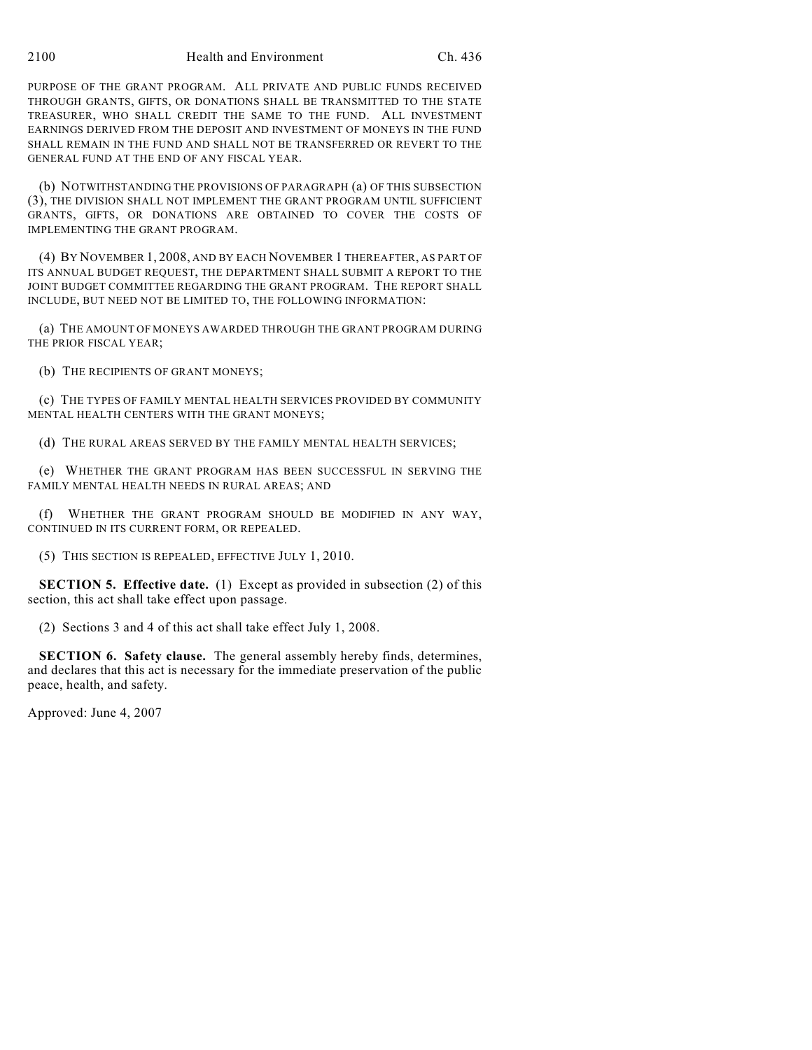PURPOSE OF THE GRANT PROGRAM. ALL PRIVATE AND PUBLIC FUNDS RECEIVED THROUGH GRANTS, GIFTS, OR DONATIONS SHALL BE TRANSMITTED TO THE STATE TREASURER, WHO SHALL CREDIT THE SAME TO THE FUND. ALL INVESTMENT EARNINGS DERIVED FROM THE DEPOSIT AND INVESTMENT OF MONEYS IN THE FUND SHALL REMAIN IN THE FUND AND SHALL NOT BE TRANSFERRED OR REVERT TO THE GENERAL FUND AT THE END OF ANY FISCAL YEAR.

(b) NOTWITHSTANDING THE PROVISIONS OF PARAGRAPH (a) OF THIS SUBSECTION (3), THE DIVISION SHALL NOT IMPLEMENT THE GRANT PROGRAM UNTIL SUFFICIENT GRANTS, GIFTS, OR DONATIONS ARE OBTAINED TO COVER THE COSTS OF IMPLEMENTING THE GRANT PROGRAM.

(4) BY NOVEMBER 1, 2008, AND BY EACH NOVEMBER 1 THEREAFTER, AS PART OF ITS ANNUAL BUDGET REQUEST, THE DEPARTMENT SHALL SUBMIT A REPORT TO THE JOINT BUDGET COMMITTEE REGARDING THE GRANT PROGRAM. THE REPORT SHALL INCLUDE, BUT NEED NOT BE LIMITED TO, THE FOLLOWING INFORMATION:

(a) THE AMOUNT OF MONEYS AWARDED THROUGH THE GRANT PROGRAM DURING THE PRIOR FISCAL YEAR;

(b) THE RECIPIENTS OF GRANT MONEYS;

(c) THE TYPES OF FAMILY MENTAL HEALTH SERVICES PROVIDED BY COMMUNITY MENTAL HEALTH CENTERS WITH THE GRANT MONEYS;

(d) THE RURAL AREAS SERVED BY THE FAMILY MENTAL HEALTH SERVICES;

(e) WHETHER THE GRANT PROGRAM HAS BEEN SUCCESSFUL IN SERVING THE FAMILY MENTAL HEALTH NEEDS IN RURAL AREAS; AND

(f) WHETHER THE GRANT PROGRAM SHOULD BE MODIFIED IN ANY WAY, CONTINUED IN ITS CURRENT FORM, OR REPEALED.

(5) THIS SECTION IS REPEALED, EFFECTIVE JULY 1, 2010.

**SECTION 5. Effective date.** (1) Except as provided in subsection (2) of this section, this act shall take effect upon passage.

(2) Sections 3 and 4 of this act shall take effect July 1, 2008.

**SECTION 6. Safety clause.** The general assembly hereby finds, determines, and declares that this act is necessary for the immediate preservation of the public peace, health, and safety.

Approved: June 4, 2007